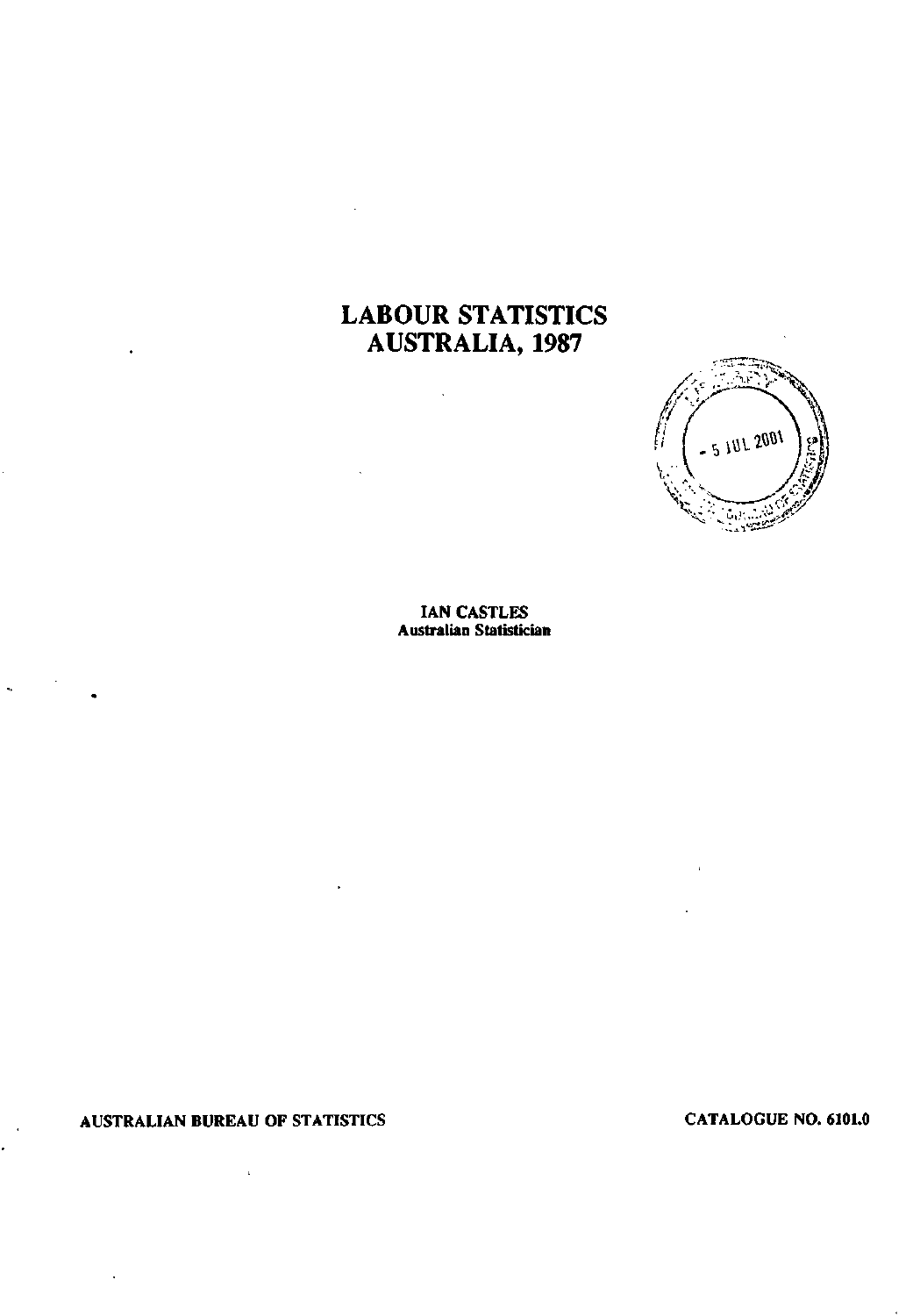# LABOUR STATISTICS AUSTRALIA, 1987

**IAN CASTLES**
**Australian Statistician**

**AUSTRALIAN BUREAU OF STATISTICS**

**CATALOGUE NO. 6101.0**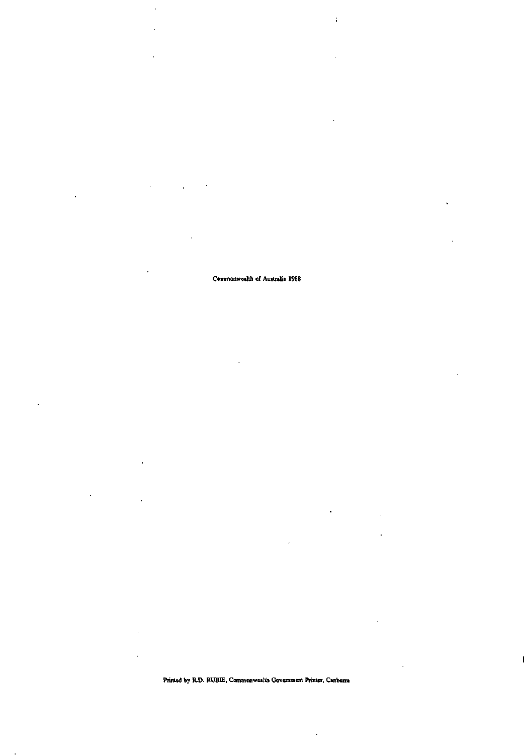© Commonwealth of Australia 1988

Printed by R.D. RUBIE, Commonwealth Government Printer, Canberra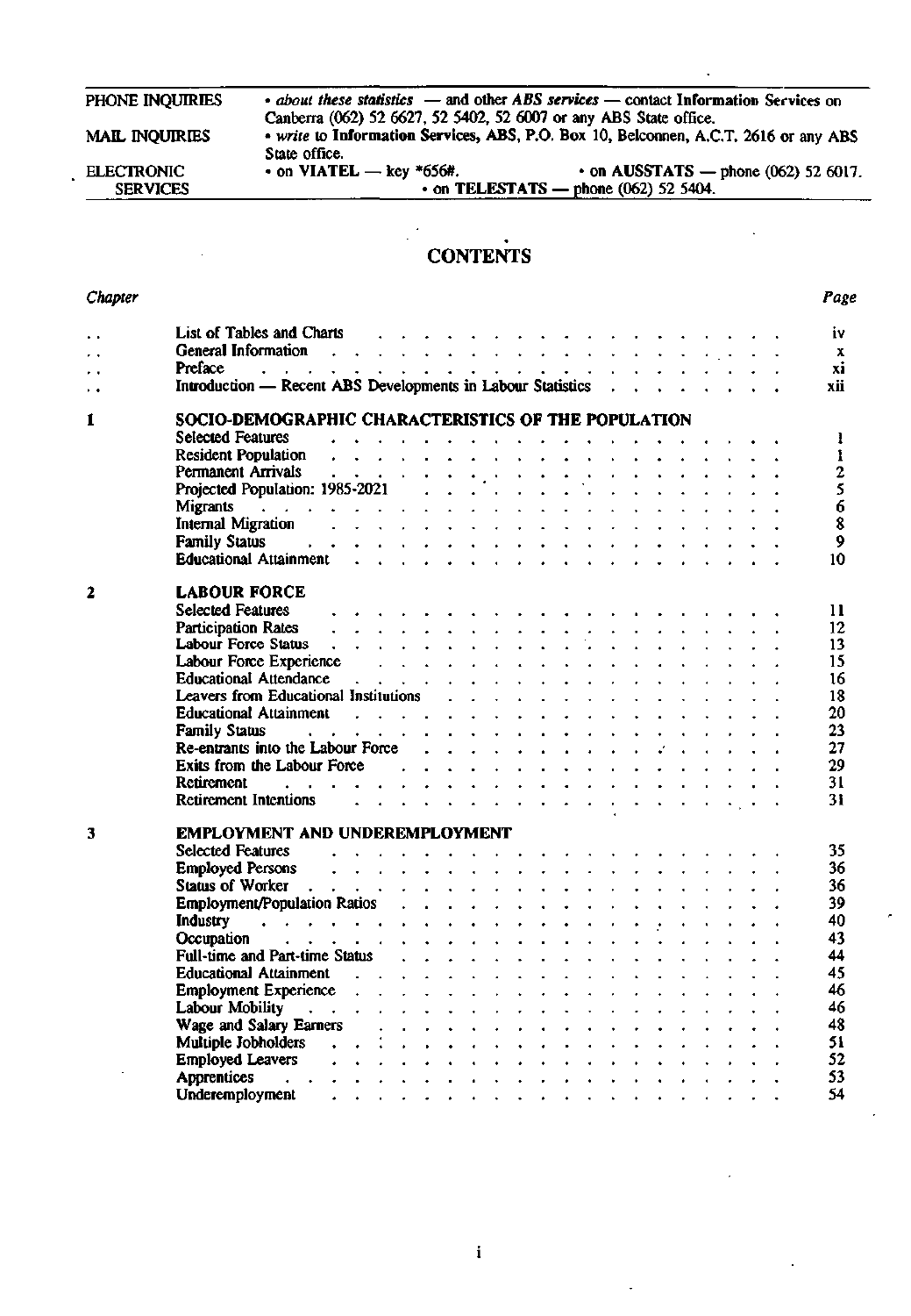| | |
|---|---|
| PHONE INQUIRIES | • *about these statistics* — and other *ABS services* — contact **Information Services** on Canberra (062) 52 6627, 52 5402, 52 6007 or any ABS State office. |
| MAIL INQUIRIES | • *write* to **Information Services**, ABS, P.O. Box 10, Belconnen, A.C.T. 2616 or any ABS State office. |
| ELECTRONIC SERVICES | • on **VIATEL** — key *656#. • on **AUSSTATS** — phone (062) 52 6017. • on **TELESTATS** — phone (062) 52 5404. |

# CONTENTS

| *Chapter* | | *Page* |
|---|---|---|
| . . | List of Tables and Charts | iv |
| . . | General Information | x |
| . . | Preface | xi |
| . . | Introduction — Recent ABS Developments in Labour Statistics | xii |
| **1** | **SOCIO-DEMOGRAPHIC CHARACTERISTICS OF THE POPULATION** | |
| | Selected Features | 1 |
| | Resident Population | 1 |
| | Permanent Arrivals | 2 |
| | Projected Population: 1985-2021 | 5 |
| | Migrants | 6 |
| | Internal Migration | 8 |
| | Family Status | 9 |
| | Educational Attainment | 10 |
| **2** | **LABOUR FORCE** | |
| | Selected Features | 11 |
| | Participation Rates | 12 |
| | Labour Force Status | 13 |
| | Labour Force Experience | 15 |
| | Educational Attendance | 16 |
| | Leavers from Educational Institutions | 18 |
| | Educational Attainment | 20 |
| | Family Status | 23 |
| | Re-entrants into the Labour Force | 27 |
| | Exits from the Labour Force | 29 |
| | Retirement | 31 |
| | Retirement Intentions | 31 |
| **3** | **EMPLOYMENT AND UNDEREMPLOYMENT** | |
| | Selected Features | 35 |
| | Employed Persons | 36 |
| | Status of Worker | 36 |
| | Employment/Population Ratios | 39 |
| | Industry | 40 |
| | Occupation | 43 |
| | Full-time and Part-time Status | 44 |
| | Educational Attainment | 45 |
| | Employment Experience | 46 |
| | Labour Mobility | 46 |
| | Wage and Salary Earners | 48 |
| | Multiple Jobholders | 51 |
| | Employed Leavers | 52 |
| | Apprentices | 53 |
| | Underemployment | 54 |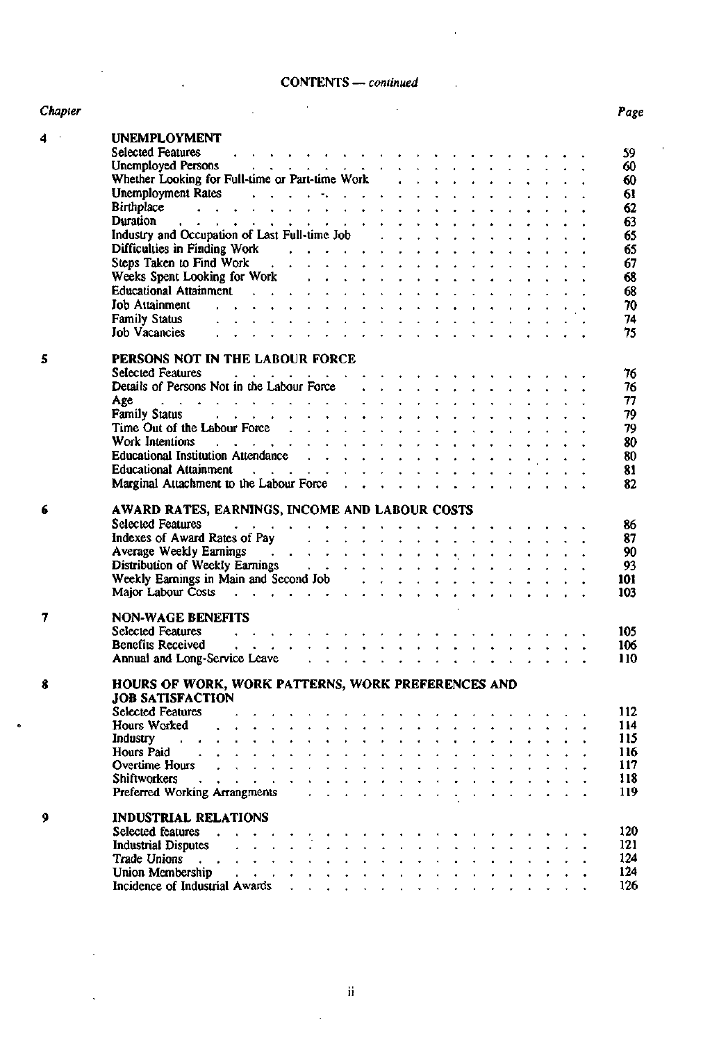CONTENTS — *continued*

| Chapter | | Page |
|---|---|---|
| 4 | **UNEMPLOYMENT** | |
| | Selected Features | 59 |
| | Unemployed Persons | 60 |
| | Whether Looking for Full-time or Part-time Work | 60 |
| | Unemployment Rates | 61 |
| | Birthplace | 62 |
| | Duration | 63 |
| | Industry and Occupation of Last Full-time Job | 65 |
| | Difficulties in Finding Work | 65 |
| | Steps Taken to Find Work | 67 |
| | Weeks Spent Looking for Work | 68 |
| | Educational Attainment | 68 |
| | Job Attainment | 70 |
| | Family Status | 74 |
| | Job Vacancies | 75 |
| 5 | **PERSONS NOT IN THE LABOUR FORCE** | |
| | Selected Features | 76 |
| | Details of Persons Not in the Labour Force | 76 |
| | Age | 77 |
| | Family Status | 79 |
| | Time Out of the Labour Force | 79 |
| | Work Intentions | 80 |
| | Educational Institution Attendance | 80 |
| | Educational Attainment | 81 |
| | Marginal Attachment to the Labour Force | 82 |
| 6 | **AWARD RATES, EARNINGS, INCOME AND LABOUR COSTS** | |
| | Selected Features | 86 |
| | Indexes of Award Rates of Pay | 87 |
| | Average Weekly Earnings | 90 |
| | Distribution of Weekly Earnings | 93 |
| | Weekly Earnings in Main and Second Job | 101 |
| | Major Labour Costs | 103 |
| 7 | **NON-WAGE BENEFITS** | |
| | Selected Features | 105 |
| | Benefits Received | 106 |
| | Annual and Long-Service Leave | 110 |
| 8 | **HOURS OF WORK, WORK PATTERNS, WORK PREFERENCES AND JOB SATISFACTION** | |
| | Selected Features | 112 |
| | Hours Worked | 114 |
| | Industry | 115 |
| | Hours Paid | 116 |
| | Overtime Hours | 117 |
| | Shiftworkers | 118 |
| | Preferred Working Arrangments | 119 |
| 9 | **INDUSTRIAL RELATIONS** | |
| | Selected features | 120 |
| | Industrial Disputes | 121 |
| | Trade Unions | 124 |
| | Union Membership | 124 |
| | Incidence of Industrial Awards | 126 |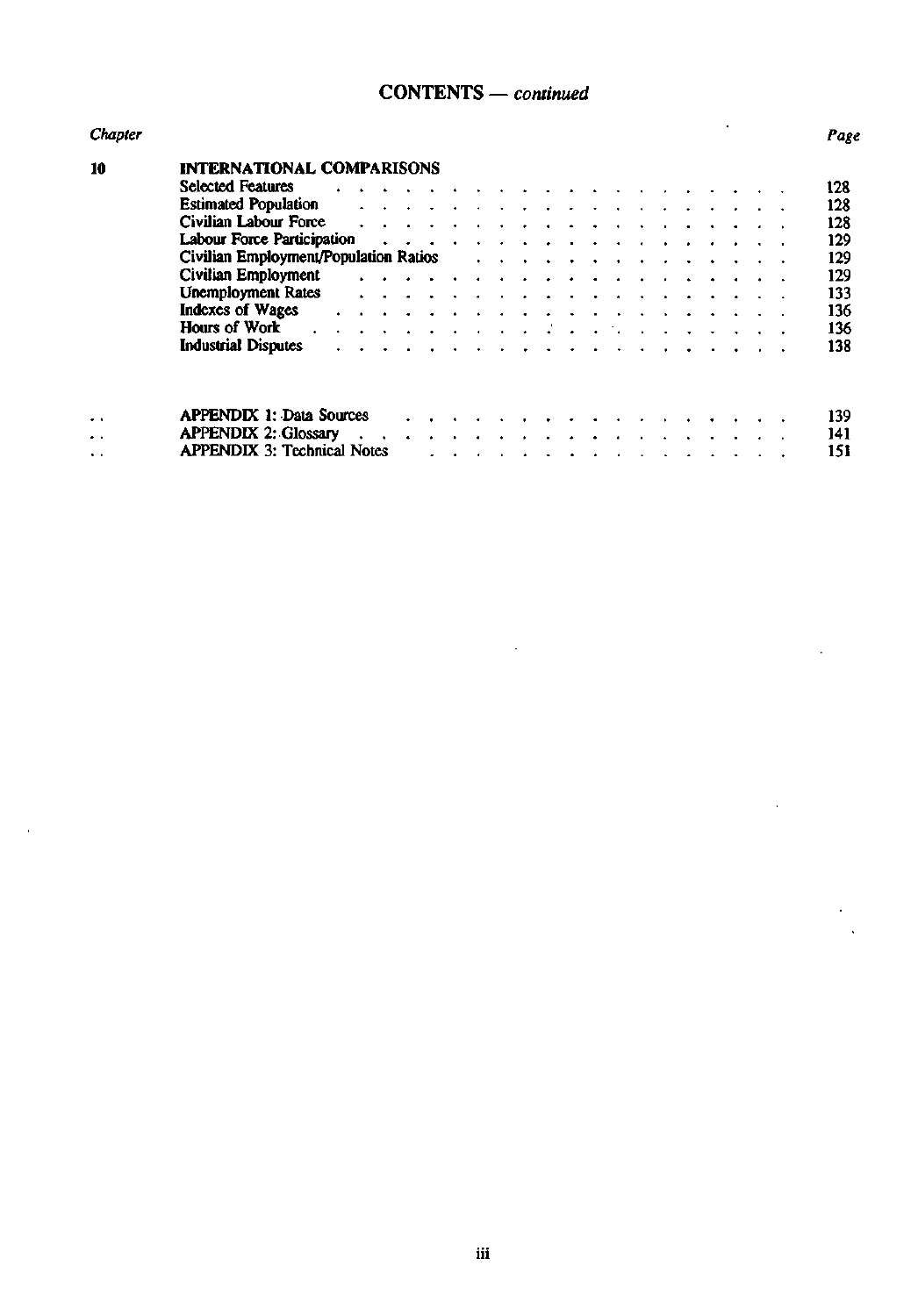## CONTENTS — *continued*

| *Chapter* | | *Page* |
|---|---|---|
| 10 | **INTERNATIONAL COMPARISONS** | |
| | Selected Features | 128 |
| | Estimated Population | 128 |
| | Civilian Labour Force | 128 |
| | Labour Force Participation | 129 |
| | Civilian Employment/Population Ratios | 129 |
| | Civilian Employment | 129 |
| | Unemployment Rates | 133 |
| | Indexes of Wages | 136 |
| | Hours of Work | 136 |
| | Industrial Disputes | 138 |
| .. | APPENDIX 1: Data Sources | 139 |
| .. | APPENDIX 2: Glossary | 141 |
| .. | APPENDIX 3: Technical Notes | 151 |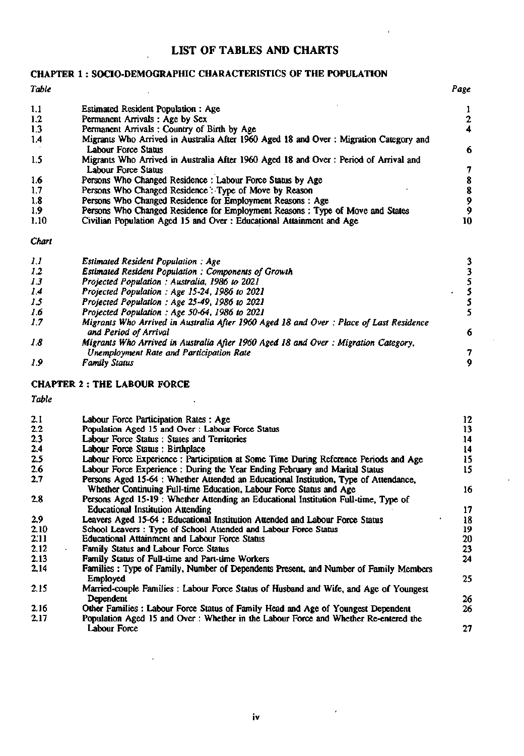# LIST OF TABLES AND CHARTS

## CHAPTER 1 : SOCIO-DEMOGRAPHIC CHARACTERISTICS OF THE POPULATION

| *Table* | | *Page* |
|---|---|---|
| 1.1 | Estimated Resident Population : Age | 1 |
| 1.2 | Permanent Arrivals : Age by Sex | 2 |
| 1.3 | Permanent Arrivals : Country of Birth by Age | 4 |
| 1.4 | Migrants Who Arrived in Australia After 1960 Aged 18 and Over : Migration Category and Labour Force Status | 6 |
| 1.5 | Migrants Who Arrived in Australia After 1960 Aged 18 and Over : Period of Arrival and Labour Force Status | 7 |
| 1.6 | Persons Who Changed Residence : Labour Force Status by Age | 8 |
| 1.7 | Persons Who Changed Residence : Type of Move by Reason | 8 |
| 1.8 | Persons Who Changed Residence for Employment Reasons : Age | 9 |
| 1.9 | Persons Who Changed Residence for Employment Reasons : Type of Move and States | 9 |
| 1.10 | Civilian Population Aged 15 and Over : Educational Attainment and Age | 10 |

| *Chart* | | |
|---|---|---|
| *1.1* | *Estimated Resident Population : Age* | 3 |
| *1.2* | *Estimated Resident Population : Components of Growth* | 3 |
| *1.3* | *Projected Population : Australia, 1986 to 2021* | 5 |
| *1.4* | *Projected Population : Age 15-24, 1986 to 2021* | 5 |
| *1.5* | *Projected Population : Age 25-49, 1986 to 2021* | 5 |
| *1.6* | *Projected Population : Age 50-64, 1986 to 2021* | 5 |
| *1.7* | *Migrants Who Arrived in Australia After 1960 Aged 18 and Over : Place of Last Residence and Period of Arrival* | 6 |
| *1.8* | *Migrants Who Arrived in Australia After 1960 Aged 18 and Over : Migration Category, Unemployment Rate and Participation Rate* | 7 |
| *1.9* | *Family Status* | 9 |

## CHAPTER 2 : THE LABOUR FORCE

| *Table* | | |
|---|---|---|
| 2.1 | Labour Force Participation Rates : Age | 12 |
| 2.2 | Population Aged 15 and Over : Labour Force Status | 13 |
| 2.3 | Labour Force Status : States and Territories | 14 |
| 2.4 | Labour Force Status : Birthplace | 14 |
| 2.5 | Labour Force Experience : Participation at Some Time During Reference Periods and Age | 15 |
| 2.6 | Labour Force Experience : During the Year Ending February and Marital Status | 15 |
| 2.7 | Persons Aged 15-64 : Whether Attended an Educational Institution, Type of Attendance, Whether Continuing Full-time Education, Labour Force Status and Age | 16 |
| 2.8 | Persons Aged 15-19 : Whether Attending an Educational Institution Full-time, Type of Educational Institution Attending | 17 |
| 2.9 | Leavers Aged 15-64 : Educational Institution Attended and Labour Force Status | 18 |
| 2.10 | School Leavers : Type of School Attended and Labour Force Status | 19 |
| 2.11 | Educational Attainment and Labour Force Status | 20 |
| 2.12 | Family Status and Labour Force Status | 23 |
| 2.13 | Family Status of Full-time and Part-time Workers | 24 |
| 2.14 | Families : Type of Family, Number of Dependents Present, and Number of Family Members Employed | 25 |
| 2.15 | Married-couple Families : Labour Force Status of Husband and Wife, and Age of Youngest Dependent | 26 |
| 2.16 | Other Families : Labour Force Status of Family Head and Age of Youngest Dependent | 26 |
| 2.17 | Population Aged 15 and Over : Whether in the Labour Force and Whether Re-entered the Labour Force | 27 |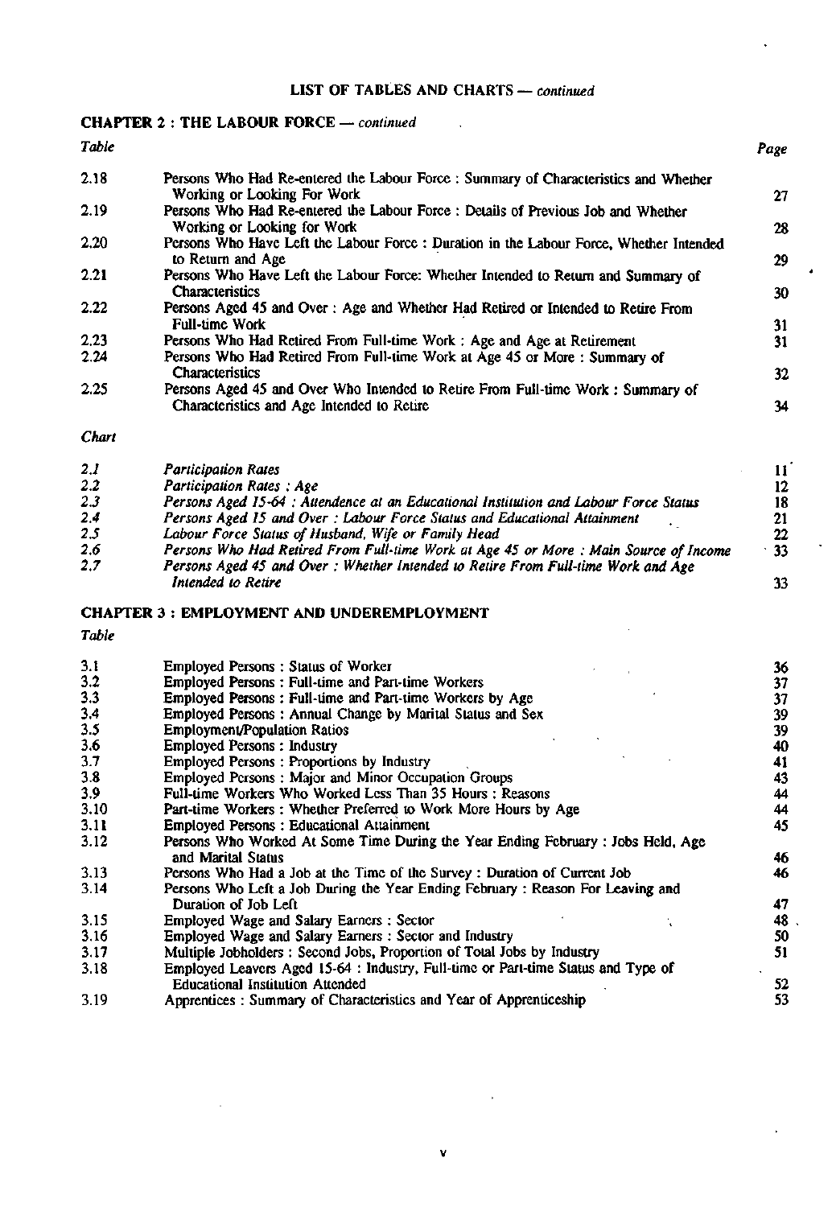## LIST OF TABLES AND CHARTS — *continued*

### CHAPTER 2 : THE LABOUR FORCE — *continued*

| *Table* | | *Page* |
|---|---|---|
| 2.18 | Persons Who Had Re-entered the Labour Force : Summary of Characteristics and Whether Working or Looking For Work | 27 |
| 2.19 | Persons Who Had Re-entered the Labour Force : Details of Previous Job and Whether Working or Looking for Work | 28 |
| 2.20 | Persons Who Have Left the Labour Force : Duration in the Labour Force, Whether Intended to Return and Age | 29 |
| 2.21 | Persons Who Have Left the Labour Force: Whether Intended to Return and Summary of Characteristics | 30 |
| 2.22 | Persons Aged 45 and Over : Age and Whether Had Retired or Intended to Retire From Full-time Work | 31 |
| 2.23 | Persons Who Had Retired From Full-time Work : Age and Age at Retirement | 31 |
| 2.24 | Persons Who Had Retired From Full-time Work at Age 45 or More : Summary of Characteristics | 32 |
| 2.25 | Persons Aged 45 and Over Who Intended to Retire From Full-time Work : Summary of Characteristics and Age Intended to Retire | 34 |

| *Chart* | | |
|---|---|---|
| *2.1* | *Participation Rates* | 11 |
| *2.2* | *Participation Rates : Age* | 12 |
| *2.3* | *Persons Aged 15-64 : Attendence at an Educational Institution and Labour Force Status* | 18 |
| *2.4* | *Persons Aged 15 and Over : Labour Force Status and Educational Attainment* | 21 |
| *2.5* | *Labour Force Status of Husband, Wife or Family Head* | 22 |
| *2.6* | *Persons Who Had Retired From Full-time Work at Age 45 or More : Main Source of Income* | 33 |
| *2.7* | *Persons Aged 45 and Over : Whether Intended to Retire From Full-time Work and Age Intended to Retire* | 33 |

### CHAPTER 3 : EMPLOYMENT AND UNDEREMPLOYMENT

| *Table* | | |
|---|---|---|
| 3.1 | Employed Persons : Status of Worker | 36 |
| 3.2 | Employed Persons : Full-time and Part-time Workers | 37 |
| 3.3 | Employed Persons : Full-time and Part-time Workers by Age | 37 |
| 3.4 | Employed Persons : Annual Change by Marital Status and Sex | 39 |
| 3.5 | Employment/Population Ratios | 39 |
| 3.6 | Employed Persons : Industry | 40 |
| 3.7 | Employed Persons : Proportions by Industry | 41 |
| 3.8 | Employed Persons : Major and Minor Occupation Groups | 43 |
| 3.9 | Full-time Workers Who Worked Less Than 35 Hours : Reasons | 44 |
| 3.10 | Part-time Workers : Whether Preferred to Work More Hours by Age | 44 |
| 3.11 | Employed Persons : Educational Attainment | 45 |
| 3.12 | Persons Who Worked At Some Time During the Year Ending February : Jobs Held, Age and Marital Status | 46 |
| 3.13 | Persons Who Had a Job at the Time of the Survey : Duration of Current Job | 46 |
| 3.14 | Persons Who Left a Job During the Year Ending February : Reason For Leaving and Duration of Job Left | 47 |
| 3.15 | Employed Wage and Salary Earners : Sector | 48 |
| 3.16 | Employed Wage and Salary Earners : Sector and Industry | 50 |
| 3.17 | Multiple Jobholders : Second Jobs, Proportion of Total Jobs by Industry | 51 |
| 3.18 | Employed Leavers Aged 15-64 : Industry, Full-time or Part-time Status and Type of Educational Institution Attended | 52 |
| 3.19 | Apprentices : Summary of Characteristics and Year of Apprenticeship | 53 |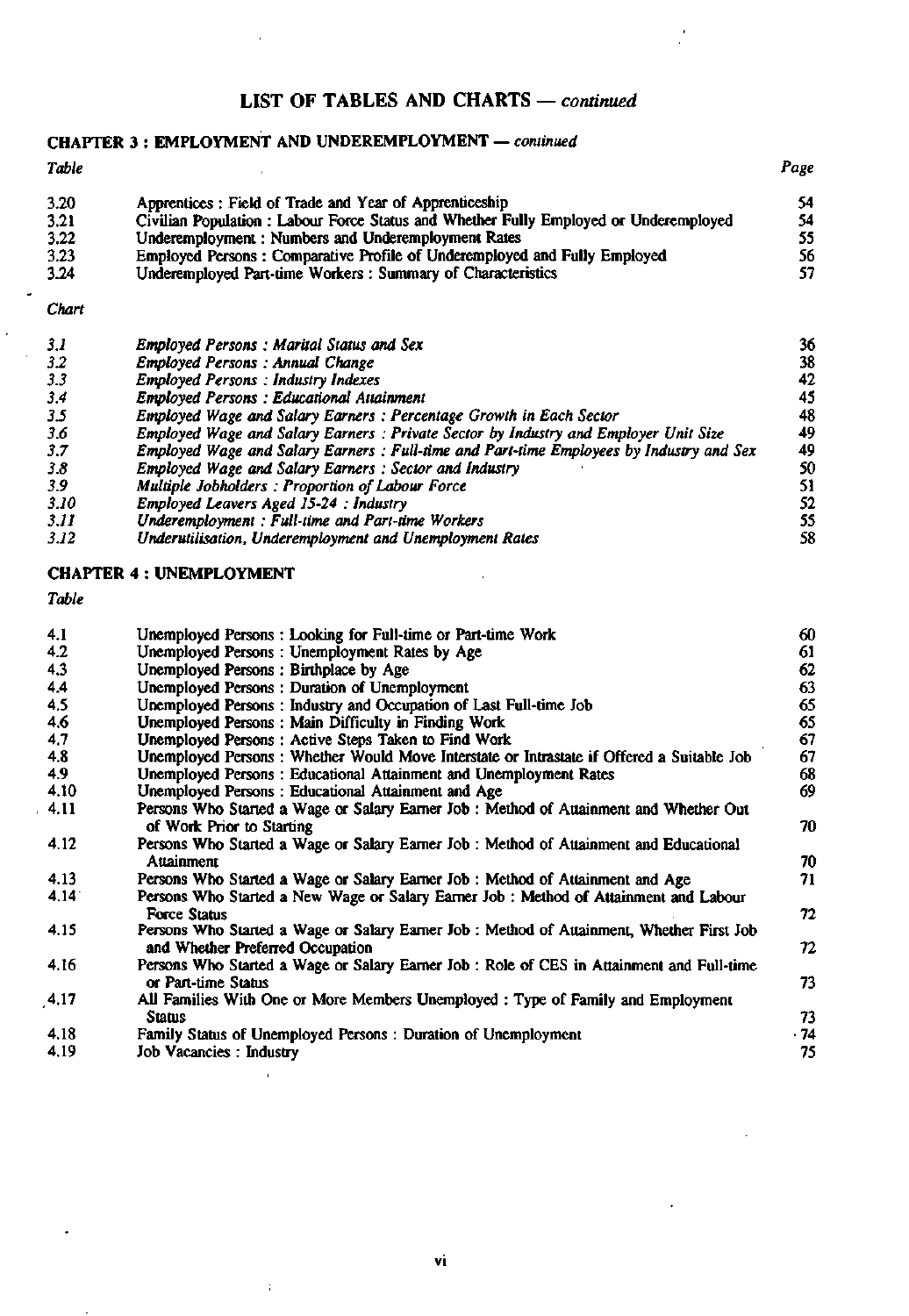## LIST OF TABLES AND CHARTS — *continued*

### CHAPTER 3 : EMPLOYMENT AND UNDEREMPLOYMENT — *continued*

| *Table* | | *Page* |
|---|---|---|
| 3.20 | Apprentices : Field of Trade and Year of Apprenticeship | 54 |
| 3.21 | Civilian Population : Labour Force Status and Whether Fully Employed or Underemployed | 54 |
| 3.22 | Underemployment : Numbers and Underemployment Rates | 55 |
| 3.23 | Employed Persons : Comparative Profile of Underemployed and Fully Employed | 56 |
| 3.24 | Underemployed Part-time Workers : Summary of Characteristics | 57 |

| *Chart* | | |
|---|---|---|
| *3.1* | *Employed Persons : Marital Status and Sex* | 36 |
| *3.2* | *Employed Persons : Annual Change* | 38 |
| *3.3* | *Employed Persons : Industry Indexes* | 42 |
| *3.4* | *Employed Persons : Educational Attainment* | 45 |
| *3.5* | *Employed Wage and Salary Earners : Percentage Growth in Each Sector* | 48 |
| *3.6* | *Employed Wage and Salary Earners : Private Sector by Industry and Employer Unit Size* | 49 |
| *3.7* | *Employed Wage and Salary Earners : Full-time and Part-time Employees by Industry and Sex* | 49 |
| *3.8* | *Employed Wage and Salary Earners : Sector and Industry* | 50 |
| *3.9* | *Multiple Jobholders : Proportion of Labour Force* | 51 |
| *3.10* | *Employed Leavers Aged 15-24 : Industry* | 52 |
| *3.11* | *Underemployment : Full-time and Part-time Workers* | 55 |
| *3.12* | *Underutilisation, Underemployment and Unemployment Rates* | 58 |

### CHAPTER 4 : UNEMPLOYMENT

| *Table* | | |
|---|---|---|
| 4.1 | Unemployed Persons : Looking for Full-time or Part-time Work | 60 |
| 4.2 | Unemployed Persons : Unemployment Rates by Age | 61 |
| 4.3 | Unemployed Persons : Birthplace by Age | 62 |
| 4.4 | Unemployed Persons : Duration of Unemployment | 63 |
| 4.5 | Unemployed Persons : Industry and Occupation of Last Full-time Job | 65 |
| 4.6 | Unemployed Persons : Main Difficulty in Finding Work | 65 |
| 4.7 | Unemployed Persons : Active Steps Taken to Find Work | 67 |
| 4.8 | Unemployed Persons : Whether Would Move Interstate or Intrastate if Offered a Suitable Job | 67 |
| 4.9 | Unemployed Persons : Educational Attainment and Unemployment Rates | 68 |
| 4.10 | Unemployed Persons : Educational Attainment and Age | 69 |
| 4.11 | Persons Who Started a Wage or Salary Earner Job : Method of Attainment and Whether Out of Work Prior to Starting | 70 |
| 4.12 | Persons Who Started a Wage or Salary Earner Job : Method of Attainment and Educational Attainment | 70 |
| 4.13 | Persons Who Started a Wage or Salary Earner Job : Method of Attainment and Age | 71 |
| 4.14 | Persons Who Started a New Wage or Salary Earner Job : Method of Attainment and Labour Force Status | 72 |
| 4.15 | Persons Who Started a Wage or Salary Earner Job : Method of Attainment, Whether First Job and Whether Preferred Occupation | 72 |
| 4.16 | Persons Who Started a Wage or Salary Earner Job : Role of CES in Attainment and Full-time or Part-time Status | 73 |
| 4.17 | All Families With One or More Members Unemployed : Type of Family and Employment Status | 73 |
| 4.18 | Family Status of Unemployed Persons : Duration of Unemployment | 74 |
| 4.19 | Job Vacancies : Industry | 75 |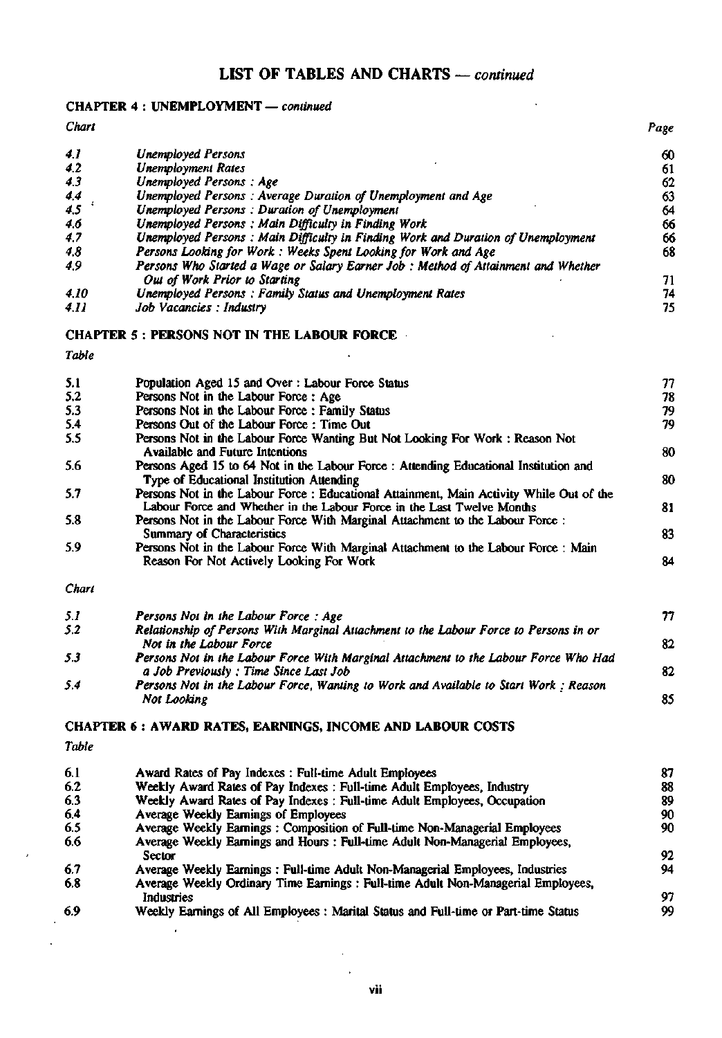# LIST OF TABLES AND CHARTS — *continued*

## CHAPTER 4 : UNEMPLOYMENT — *continued*

| *Chart* | | *Page* |
|---|---|---|
| *4.1* | *Unemployed Persons* | 60 |
| *4.2* | *Unemployment Rates* | 61 |
| *4.3* | *Unemployed Persons : Age* | 62 |
| *4.4* | *Unemployed Persons : Average Duration of Unemployment and Age* | 63 |
| *4.5* | *Unemployed Persons : Duration of Unemployment* | 64 |
| *4.6* | *Unemployed Persons : Main Difficulty in Finding Work* | 66 |
| *4.7* | *Unemployed Persons : Main Difficulty in Finding Work and Duration of Unemployment* | 66 |
| *4.8* | *Persons Looking for Work : Weeks Spent Looking for Work and Age* | 68 |
| *4.9* | *Persons Who Started a Wage or Salary Earner Job : Method of Attainment and Whether Out of Work Prior to Starting* | 71 |
| *4.10* | *Unemployed Persons : Family Status and Unemployment Rates* | 74 |
| *4.11* | *Job Vacancies : Industry* | 75 |

## CHAPTER 5 : PERSONS NOT IN THE LABOUR FORCE

| *Table* | | |
|---|---|---|
| 5.1 | Population Aged 15 and Over : Labour Force Status | 77 |
| 5.2 | Persons Not in the Labour Force : Age | 78 |
| 5.3 | Persons Not in the Labour Force : Family Status | 79 |
| 5.4 | Persons Out of the Labour Force : Time Out | 79 |
| 5.5 | Persons Not in the Labour Force Wanting But Not Looking For Work : Reason Not Available and Future Intentions | 80 |
| 5.6 | Persons Aged 15 to 64 Not in the Labour Force : Attending Educational Institution and Type of Educational Institution Attending | 80 |
| 5.7 | Persons Not in the Labour Force : Educational Attainment, Main Activity While Out of the Labour Force and Whether in the Labour Force in the Last Twelve Months | 81 |
| 5.8 | Persons Not in the Labour Force With Marginal Attachment to the Labour Force : Summary of Characteristics | 83 |
| 5.9 | Persons Not in the Labour Force With Marginal Attachment to the Labour Force : Main Reason For Not Actively Looking For Work | 84 |

| *Chart* | | |
|---|---|---|
| *5.1* | *Persons Not in the Labour Force : Age* | 77 |
| *5.2* | *Relationship of Persons With Marginal Attachment to the Labour Force to Persons in or Not in the Labour Force* | 82 |
| *5.3* | *Persons Not in the Labour Force With Marginal Attachment to the Labour Force Who Had a Job Previously : Time Since Last Job* | 82 |
| *5.4* | *Persons Not in the Labour Force, Wanting to Work and Available to Start Work : Reason Not Looking* | 85 |

## CHAPTER 6 : AWARD RATES, EARNINGS, INCOME AND LABOUR COSTS

| *Table* | | |
|---|---|---|
| 6.1 | Award Rates of Pay Indexes : Full-time Adult Employees | 87 |
| 6.2 | Weekly Award Rates of Pay Indexes : Full-time Adult Employees, Industry | 88 |
| 6.3 | Weekly Award Rates of Pay Indexes : Full-time Adult Employees, Occupation | 89 |
| 6.4 | Average Weekly Earnings of Employees | 90 |
| 6.5 | Average Weekly Earnings : Composition of Full-time Non-Managerial Employees | 90 |
| 6.6 | Average Weekly Earnings and Hours : Full-time Adult Non-Managerial Employees, Sector | 92 |
| 6.7 | Average Weekly Earnings : Full-time Adult Non-Managerial Employees, Industries | 94 |
| 6.8 | Average Weekly Ordinary Time Earnings : Full-time Adult Non-Managerial Employees, Industries | 97 |
| 6.9 | Weekly Earnings of All Employees : Marital Status and Full-time or Part-time Status | 99 |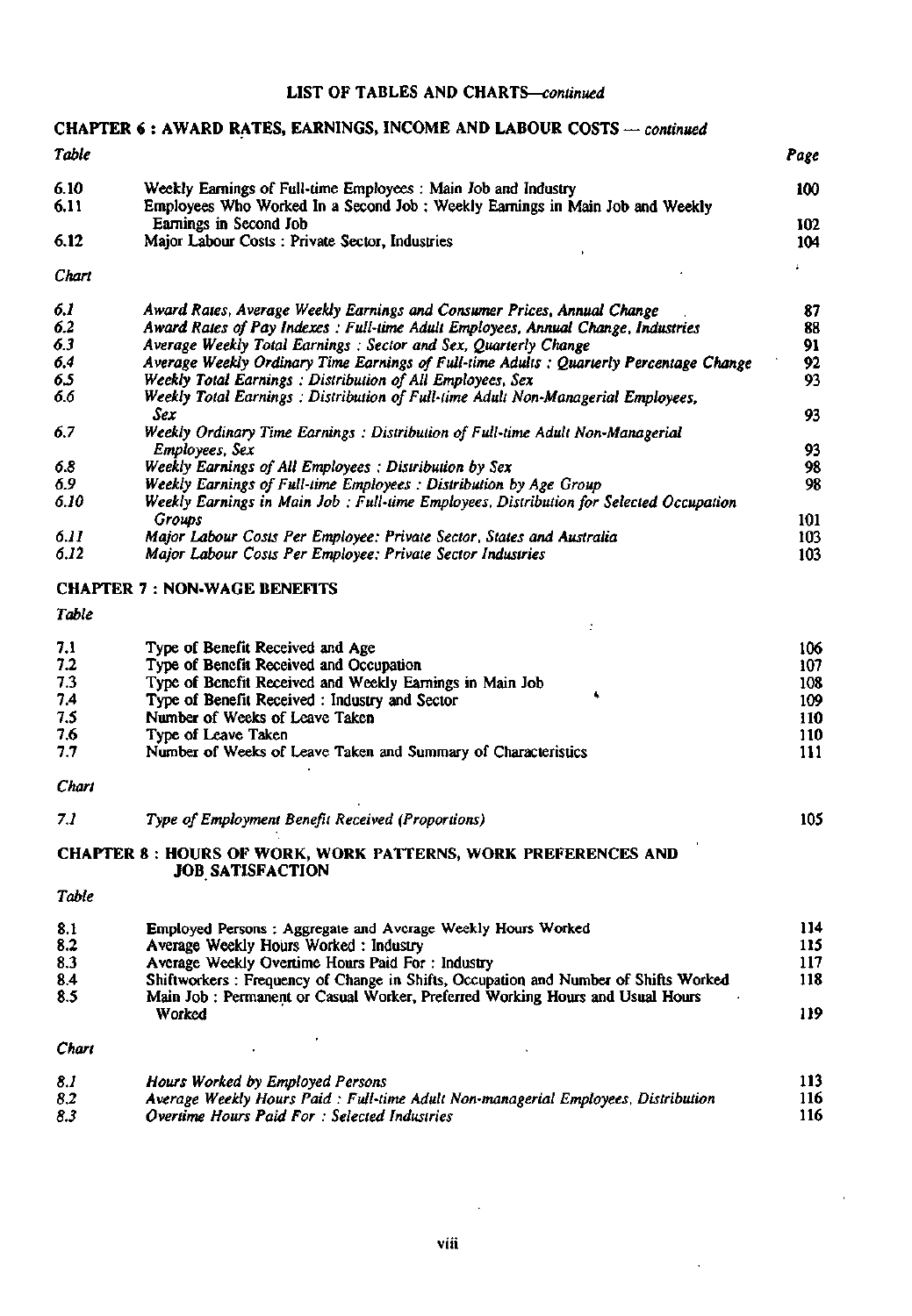## LIST OF TABLES AND CHARTS—*continued*

### CHAPTER 6 : AWARD RATES, EARNINGS, INCOME AND LABOUR COSTS — *continued*

| *Table* | | *Page* |
|---|---|---|
| 6.10 | Weekly Earnings of Full-time Employees : Main Job and Industry | 100 |
| 6.11 | Employees Who Worked In a Second Job : Weekly Earnings in Main Job and Weekly Earnings in Second Job | 102 |
| 6.12 | Major Labour Costs : Private Sector, Industries | 104 |

| *Chart* | | |
|---|---|---|
| *6.1* | *Award Rates, Average Weekly Earnings and Consumer Prices, Annual Change* | 87 |
| *6.2* | *Award Rates of Pay Indexes : Full-time Adult Employees, Annual Change, Industries* | 88 |
| *6.3* | *Average Weekly Total Earnings : Sector and Sex, Quarterly Change* | 91 |
| *6.4* | *Average Weekly Ordinary Time Earnings of Full-time Adults : Quarterly Percentage Change* | 92 |
| *6.5* | *Weekly Total Earnings : Distribution of All Employees, Sex* | 93 |
| *6.6* | *Weekly Total Earnings : Distribution of Full-time Adult Non-Managerial Employees, Sex* | 93 |
| *6.7* | *Weekly Ordinary Time Earnings : Distribution of Full-time Adult Non-Managerial Employees, Sex* | 93 |
| *6.8* | *Weekly Earnings of All Employees : Distribution by Sex* | 98 |
| *6.9* | *Weekly Earnings of Full-time Employees : Distribution by Age Group* | 98 |
| *6.10* | *Weekly Earnings in Main Job : Full-time Employees, Distribution for Selected Occupation Groups* | 101 |
| *6.11* | *Major Labour Costs Per Employee: Private Sector, States and Australia* | 103 |
| *6.12* | *Major Labour Costs Per Employee: Private Sector Industries* | 103 |

### CHAPTER 7 : NON-WAGE BENEFITS

| *Table* | | |
|---|---|---|
| 7.1 | Type of Benefit Received and Age | 106 |
| 7.2 | Type of Benefit Received and Occupation | 107 |
| 7.3 | Type of Benefit Received and Weekly Earnings in Main Job | 108 |
| 7.4 | Type of Benefit Received : Industry and Sector | 109 |
| 7.5 | Number of Weeks of Leave Taken | 110 |
| 7.6 | Type of Leave Taken | 110 |
| 7.7 | Number of Weeks of Leave Taken and Summary of Characteristics | 111 |

| *Chart* | | |
|---|---|---|
| *7.1* | *Type of Employment Benefit Received (Proportions)* | 105 |

### CHAPTER 8 : HOURS OF WORK, WORK PATTERNS, WORK PREFERENCES AND JOB SATISFACTION

| *Table* | | |
|---|---|---|
| 8.1 | Employed Persons : Aggregate and Average Weekly Hours Worked | 114 |
| 8.2 | Average Weekly Hours Worked : Industry | 115 |
| 8.3 | Average Weekly Overtime Hours Paid For : Industry | 117 |
| 8.4 | Shiftworkers : Frequency of Change in Shifts, Occupation and Number of Shifts Worked | 118 |
| 8.5 | Main Job : Permanent or Casual Worker, Preferred Working Hours and Usual Hours Worked | 119 |

| *Chart* | | |
|---|---|---|
| *8.1* | *Hours Worked by Employed Persons* | 113 |
| *8.2* | *Average Weekly Hours Paid : Full-time Adult Non-managerial Employees, Distribution* | 116 |
| *8.3* | *Overtime Hours Paid For : Selected Industries* | 116 |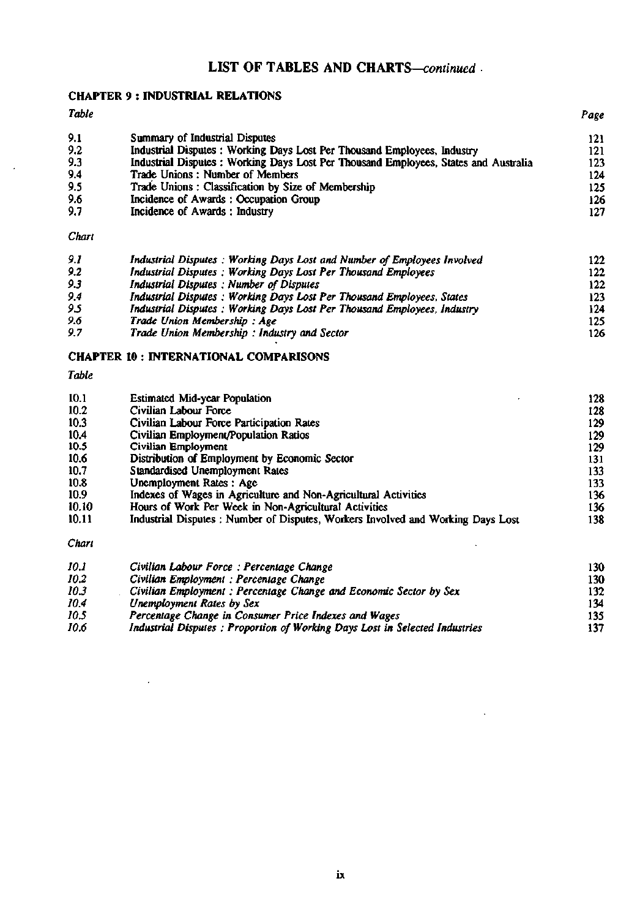## LIST OF TABLES AND CHARTS—*continued*

### CHAPTER 9 : INDUSTRIAL RELATIONS

| *Table* | | *Page* |
|---|---|---|
| 9.1 | Summary of Industrial Disputes | 121 |
| 9.2 | Industrial Disputes : Working Days Lost Per Thousand Employees, Industry | 121 |
| 9.3 | Industrial Disputes : Working Days Lost Per Thousand Employees, States and Australia | 123 |
| 9.4 | Trade Unions : Number of Members | 124 |
| 9.5 | Trade Unions : Classification by Size of Membership | 125 |
| 9.6 | Incidence of Awards : Occupation Group | 126 |
| 9.7 | Incidence of Awards : Industry | 127 |

| *Chart* | | |
|---|---|---|
| *9.1* | *Industrial Disputes : Working Days Lost and Number of Employees Involved* | 122 |
| *9.2* | *Industrial Disputes : Working Days Lost Per Thousand Employees* | 122 |
| *9.3* | *Industrial Disputes : Number of Disputes* | 122 |
| *9.4* | *Industrial Disputes : Working Days Lost Per Thousand Employees, States* | 123 |
| *9.5* | *Industrial Disputes : Working Days Lost Per Thousand Employees, Industry* | 124 |
| *9.6* | *Trade Union Membership : Age* | 125 |
| *9.7* | *Trade Union Membership : Industry and Sector* | 126 |

### CHAPTER 10 : INTERNATIONAL COMPARISONS

| *Table* | | |
|---|---|---|
| 10.1 | Estimated Mid-year Population | 128 |
| 10.2 | Civilian Labour Force | 128 |
| 10.3 | Civilian Labour Force Participation Rates | 129 |
| 10.4 | Civilian Employment/Population Ratios | 129 |
| 10.5 | Civilian Employment | 129 |
| 10.6 | Distribution of Employment by Economic Sector | 131 |
| 10.7 | Standardised Unemployment Rates | 133 |
| 10.8 | Unemployment Rates : Age | 133 |
| 10.9 | Indexes of Wages in Agriculture and Non-Agricultural Activities | 136 |
| 10.10 | Hours of Work Per Week in Non-Agricultural Activities | 136 |
| 10.11 | Industrial Disputes : Number of Disputes, Workers Involved and Working Days Lost | 138 |

| *Chart* | | |
|---|---|---|
| *10.1* | *Civilian Labour Force : Percentage Change* | 130 |
| *10.2* | *Civilian Employment : Percentage Change* | 130 |
| *10.3* | *Civilian Employment : Percentage Change and Economic Sector by Sex* | 132 |
| *10.4* | *Unemployment Rates by Sex* | 134 |
| *10.5* | *Percentage Change in Consumer Price Indexes and Wages* | 135 |
| *10.6* | *Industrial Disputes : Proportion of Working Days Lost in Selected Industries* | 137 |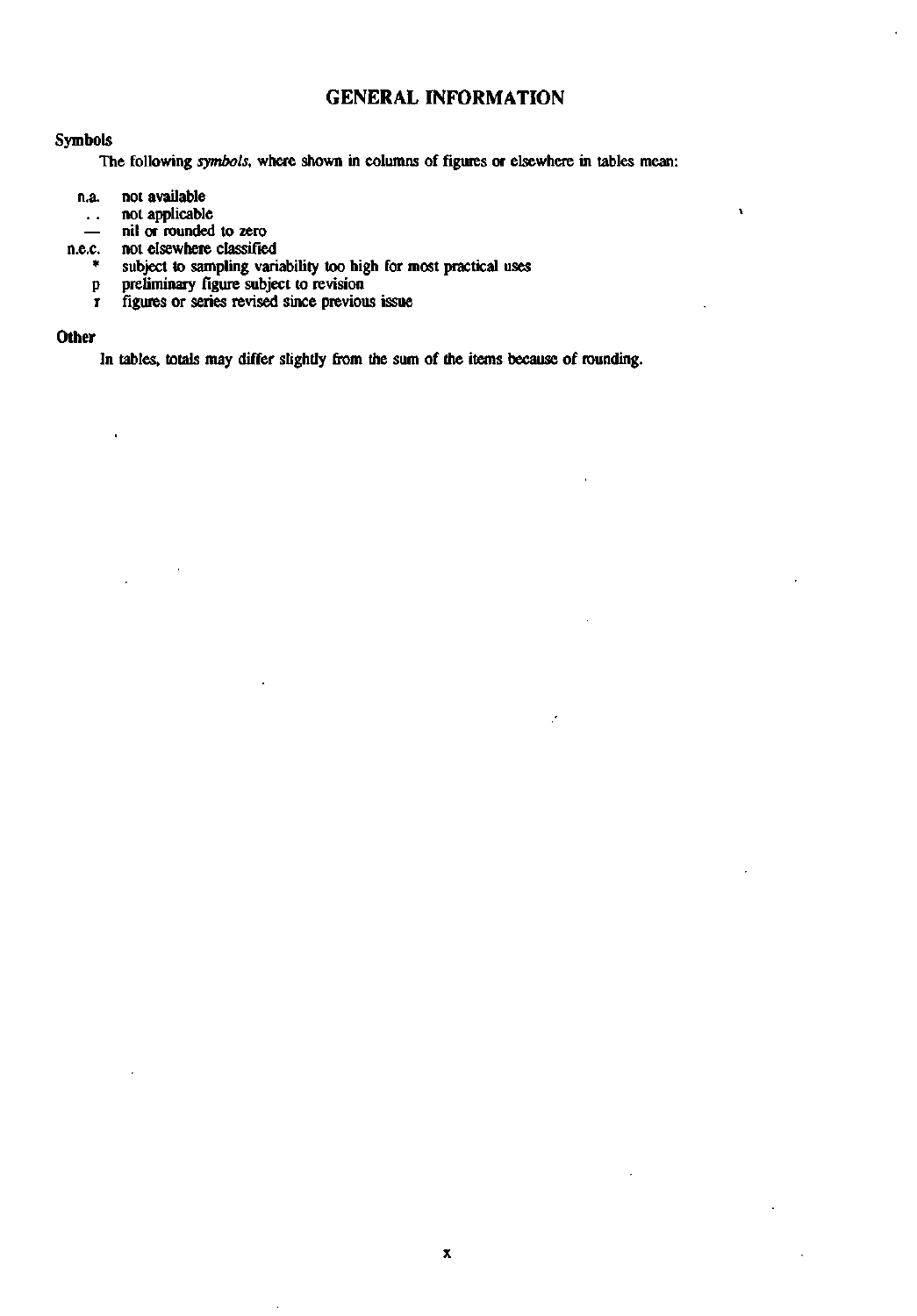# GENERAL INFORMATION

### Symbols

The following *symbols*, where shown in columns of figures or elsewhere in tables mean:

| | |
|---|---|
| n.a. | not available |
| . . | not applicable |
| — | nil or rounded to zero |
| n.e.c. | not elsewhere classified |
| * | subject to sampling variability too high for most practical uses |
| p | preliminary figure subject to revision |
| r | figures or series revised since previous issue |

### Other

In tables, totals may differ slightly from the sum of the items because of rounding.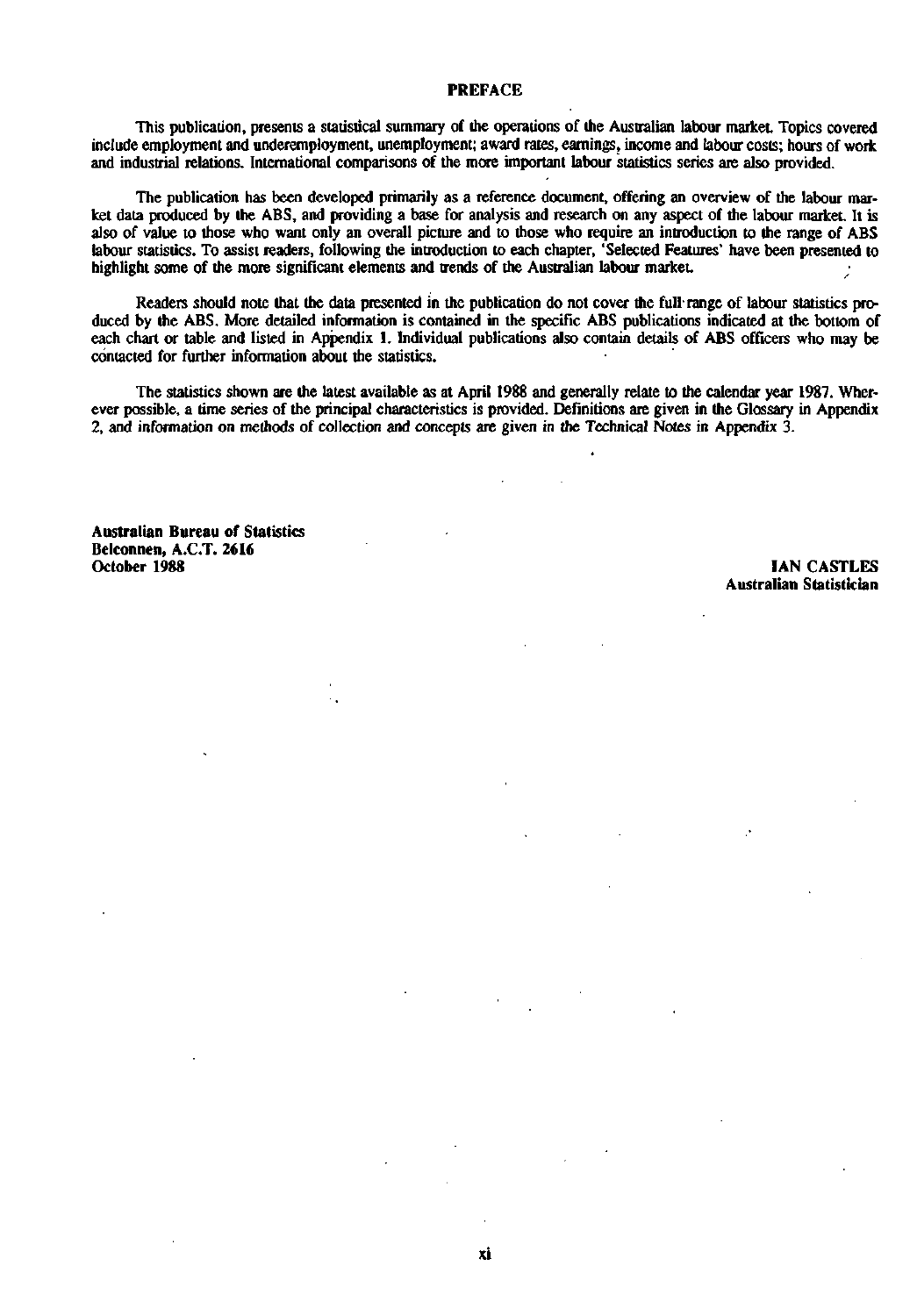# PREFACE

This publication, presents a statistical summary of the operations of the Australian labour market. Topics covered include employment and underemployment, unemployment; award rates, earnings, income and labour costs; hours of work and industrial relations. International comparisons of the more important labour statistics series are also provided.

The publication has been developed primarily as a reference document, offering an overview of the labour market data produced by the ABS, and providing a base for analysis and research on any aspect of the labour market. It is also of value to those who want only an overall picture and to those who require an introduction to the range of ABS labour statistics. To assist readers, following the introduction to each chapter, 'Selected Features' have been presented to highlight some of the more significant elements and trends of the Australian labour market.

Readers should note that the data presented in the publication do not cover the full range of labour statistics produced by the ABS. More detailed information is contained in the specific ABS publications indicated at the bottom of each chart or table and listed in Appendix 1. Individual publications also contain details of ABS officers who may be contacted for further information about the statistics.

The statistics shown are the latest available as at April 1988 and generally relate to the calendar year 1987. Wherever possible, a time series of the principal characteristics is provided. Definitions are given in the Glossary in Appendix 2, and information on methods of collection and concepts are given in the Technical Notes in Appendix 3.

**Australian Bureau of Statistics**
**Belconnen, A.C.T. 2616**
**October 1988**

**IAN CASTLES**
**Australian Statistician**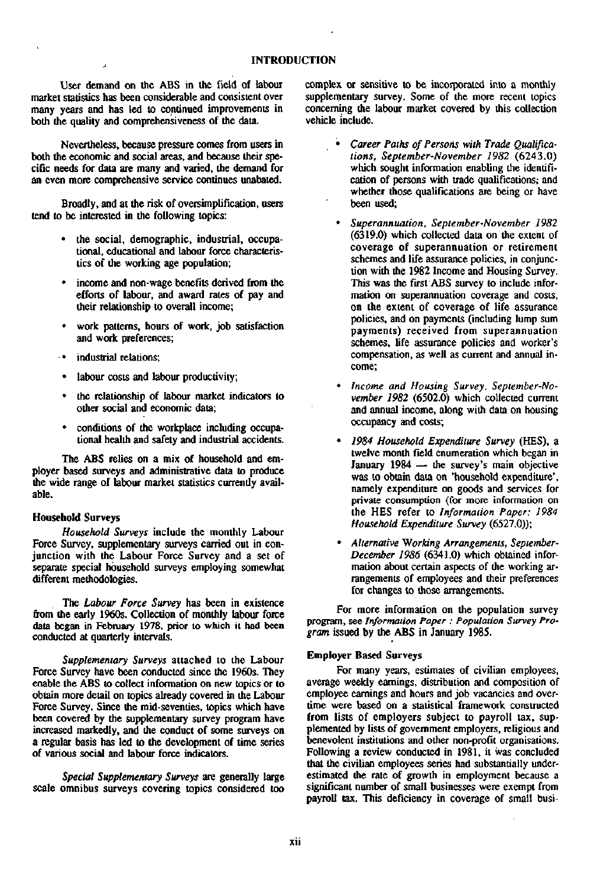# INTRODUCTION

User demand on the ABS in the field of labour market statistics has been considerable and consistent over many years and has led to continued improvements in both the quality and comprehensiveness of the data.

Nevertheless, because pressure comes from users in both the economic and social areas, and because their specific needs for data are many and varied, the demand for an even more comprehensive service continues unabated.

Broadly, and at the risk of oversimplification, users tend to be interested in the following topics:

- the social, demographic, industrial, occupational, educational and labour force characteristics of the working age population;
- income and non-wage benefits derived from the efforts of labour, and award rates of pay and their relationship to overall income;
- work patterns, hours of work, job satisfaction and work preferences;
- industrial relations;
- labour costs and labour productivity;
- the relationship of labour market indicators to other social and economic data;
- conditions of the workplace including occupational health and safety and industrial accidents.

The ABS relies on a mix of household and employer based surveys and administrative data to produce the wide range of labour market statistics currently available.

### Household Surveys

*Household Surveys* include the monthly Labour Force Survey, supplementary surveys carried out in conjunction with the Labour Force Survey and a set of separate special household surveys employing somewhat different methodologies.

The *Labour Force Survey* has been in existence from the early 1960s. Collection of monthly labour force data began in February 1978, prior to which it had been conducted at quarterly intervals.

*Supplementary Surveys* attached to the Labour Force Survey have been conducted since the 1960s. They enable the ABS to collect information on new topics or to obtain more detail on topics already covered in the Labour Force Survey. Since the mid-seventies, topics which have been covered by the supplementary survey program have increased markedly, and the conduct of some surveys on a regular basis has led to the development of time series of various social and labour force indicators.

*Special Supplementary Surveys* are generally large scale omnibus surveys covering topics considered too complex or sensitive to be incorporated into a monthly supplementary survey. Some of the more recent topics concerning the labour market covered by this collection vehicle include.

- *Career Paths of Persons with Trade Qualifications, September-November 1982* (6243.0) which sought information enabling the identification of persons with trade qualifications; and whether those qualifications are being or have been used;
- *Superannuation, September-November 1982* (6319.0) which collected data on the extent of coverage of superannuation or retirement schemes and life assurance policies, in conjunction with the 1982 Income and Housing Survey. This was the first ABS survey to include information on superannuation coverage and costs, on the extent of coverage of life assurance policies, and on payments (including lump sum payments) received from superannuation schemes, life assurance policies and worker's compensation, as well as current and annual income;
- *Income and Housing Survey, September-November 1982* (6502.0) which collected current and annual income, along with data on housing occupancy and costs;
- *1984 Household Expenditure Survey* (HES), a twelve month field enumeration which began in January 1984 — the survey's main objective was to obtain data on 'household expenditure', namely expenditure on goods and services for private consumption (for more information on the HES refer to *Information Paper: 1984 Household Expenditure Survey* (6527.0));
- *Alternative Working Arrangements, September-December 1986* (6341.0) which obtained information about certain aspects of the working arrangements of employees and their preferences for changes to those arrangements.

For more information on the population survey program, see *Information Paper : Population Survey Program* issued by the ABS in January 1985.

### Employer Based Surveys

For many years, estimates of civilian employees, average weekly earnings, distribution and composition of employee earnings and hours and job vacancies and overtime were based on a statistical framework constructed from lists of employers subject to payroll tax, supplemented by lists of government employers, religious and benevolent institutions and other non-profit organisations. Following a review conducted in 1981, it was concluded that the civilian employees series had substantially underestimated the rate of growth in employment because a significant number of small businesses were exempt from payroll tax. This deficiency in coverage of small busi-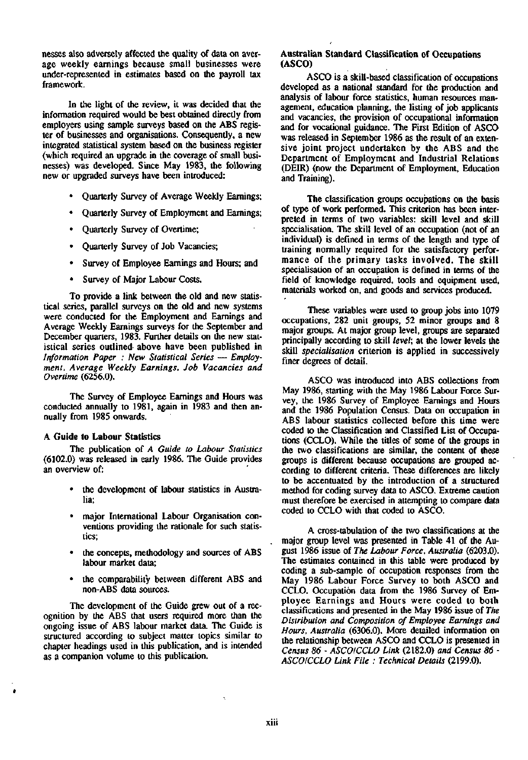nesses also adversely affected the quality of data on average weekly earnings because small businesses were under-represented in estimates based on the payroll tax framework.

In the light of the review, it was decided that the information required would be best obtained directly from employers using sample surveys based on the ABS register of businesses and organisations. Consequently, a new integrated statistical system based on the business register (which required an upgrade in the coverage of small businesses) was developed. Since May 1983, the following new or upgraded surveys have been introduced:

- Quarterly Survey of Average Weekly Earnings;
- Quarterly Survey of Employment and Earnings;
- Quarterly Survey of Overtime;
- Quarterly Survey of Job Vacancies;
- Survey of Employee Earnings and Hours; and
- Survey of Major Labour Costs.

To provide a link between the old and new statistical series, parallel surveys on the old and new systems were conducted for the Employment and Earnings and Average Weekly Earnings surveys for the September and December quarters, 1983. Further details on the new statistical series outlined above have been published in *Information Paper : New Statistical Series — Employment, Average Weekly Earnings, Job Vacancies and Overtime* (6256.0).

The Survey of Employee Earnings and Hours was conducted annually to 1981, again in 1983 and then annually from 1985 onwards.

### A Guide to Labour Statistics

The publication of *A Guide to Labour Statistics* (6102.0) was released in early 1986. The Guide provides an overview of:

- the development of labour statistics in Australia;
- major International Labour Organisation conventions providing the rationale for such statistics;
- the concepts, methodology and sources of ABS labour market data;
- the comparability between different ABS and non-ABS data sources.

The development of the Guide grew out of a recognition by the ABS that users required more than the ongoing issue of ABS labour market data. The Guide is structured according to subject matter topics similar to chapter headings used in this publication, and is intended as a companion volume to this publication.

### Australian Standard Classification of Occupations (ASCO)

ASCO is a skill-based classification of occupations developed as a national standard for the production and analysis of labour force statistics, human resources management, education planning, the listing of job applicants and vacancies, the provision of occupational information and for vocational guidance. The First Edition of ASCO was released in September 1986 as the result of an extensive joint project undertaken by the ABS and the Department of Employment and Industrial Relations (DEIR) (now the Department of Employment, Education and Training).

The classification groups occupations on the basis of type of work performed. This criterion has been interpreted in terms of two variables: skill level and skill specialisation. The skill level of an occupation (not of an individual) is defined in terms of the length and type of training normally required for the satisfactory performance of the primary tasks involved. The skill specialisation of an occupation is defined in terms of the field of knowledge required, tools and equipment used, materials worked on, and goods and services produced.

These variables were used to group jobs into 1079 occupations, 282 unit groups, 52 minor groups and 8 major groups. At major group level, groups are separated principally according to skill *level*; at the lower levels the skill *specialisation* criterion is applied in successively finer degrees of detail.

ASCO was introduced into ABS collections from May 1986, starting with the May 1986 Labour Force Survey, the 1986 Survey of Employee Earnings and Hours and the 1986 Population Census. Data on occupation in ABS labour statistics collected before this time were coded to the Classification and Classified List of Occupations (CCLO). While the titles of some of the groups in the two classifications are similar, the content of these groups is different because occupations are grouped according to different criteria. These differences are likely to be accentuated by the introduction of a structured method for coding survey data to ASCO. Extreme caution must therefore be exercised in attempting to compare data coded to CCLO with that coded to ASCO.

A cross-tabulation of the two classifications at the major group level was presented in Table 41 of the August 1986 issue of *The Labour Force, Australia* (6203.0). The estimates contained in this table were produced by coding a sub-sample of occupation responses from the May 1986 Labour Force Survey to both ASCO and CCLO. Occupation data from the 1986 Survey of Employee Earnings and Hours were coded to both classifications and presented in the May 1986 issue of *The Distribution and Composition of Employee Earnings and Hours, Australia* (6306.0). More detailed information on the relationship between ASCO and CCLO is presented in *Census 86 - ASCO/CCLO Link* (2182.0) *and Census 86 - ASCO/CCLO Link File : Technical Details* (2199.0).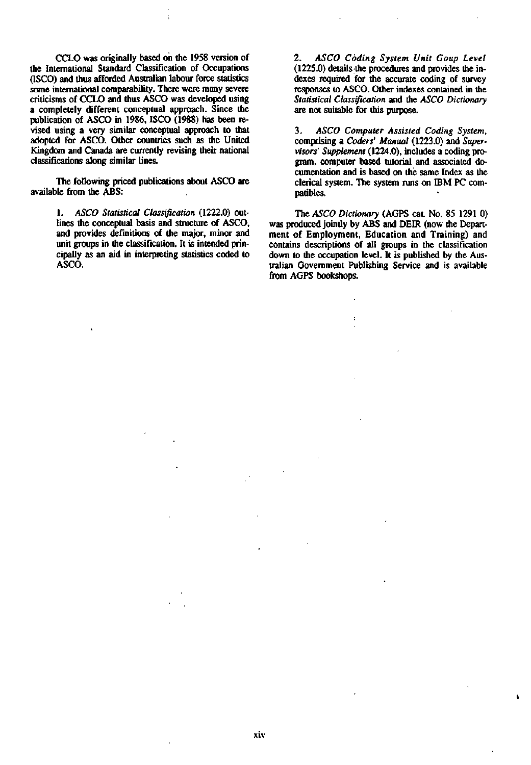CCLO was originally based on the 1958 version of the International Standard Classification of Occupations (ISCO) and thus afforded Australian labour force statistics some international comparability. There were many severe criticisms of CCLO and thus ASCO was developed using a completely different conceptual approach. Since the publication of ASCO in 1986, ISCO (1988) has been revised using a very similar conceptual approach to that adopted for ASCO. Other countries such as the United Kingdom and Canada are currently revising their national classifications along similar lines.

The following priced publications about ASCO are available from the ABS:

1. *ASCO Statistical Classification* (1222.0) outlines the conceptual basis and structure of ASCO, and provides definitions of the major, minor and unit groups in the classification. It is intended principally as an aid in interpreting statistics coded to ASCO.

2. *ASCO Coding System Unit Goup Level* (1225.0) details the procedures and provides the indexes required for the accurate coding of survey responses to ASCO. Other indexes contained in the *Statistical Classification* and the *ASCO Dictionary* are not suitable for this purpose.

3. *ASCO Computer Assisted Coding System*, comprising a *Coders' Manual* (1223.0) and *Supervisors' Supplement* (1224.0), includes a coding program, computer based tutorial and associated documentation and is based on the same Index as the clerical system. The system runs on IBM PC compatibles.

The *ASCO Dictionary* (AGPS cat. No. 85 1291 0) was produced jointly by ABS and DEIR (now the Department of Employment, Education and Training) and contains descriptions of all groups in the classification down to the occupation level. It is published by the Australian Government Publishing Service and is available from AGPS bookshops.